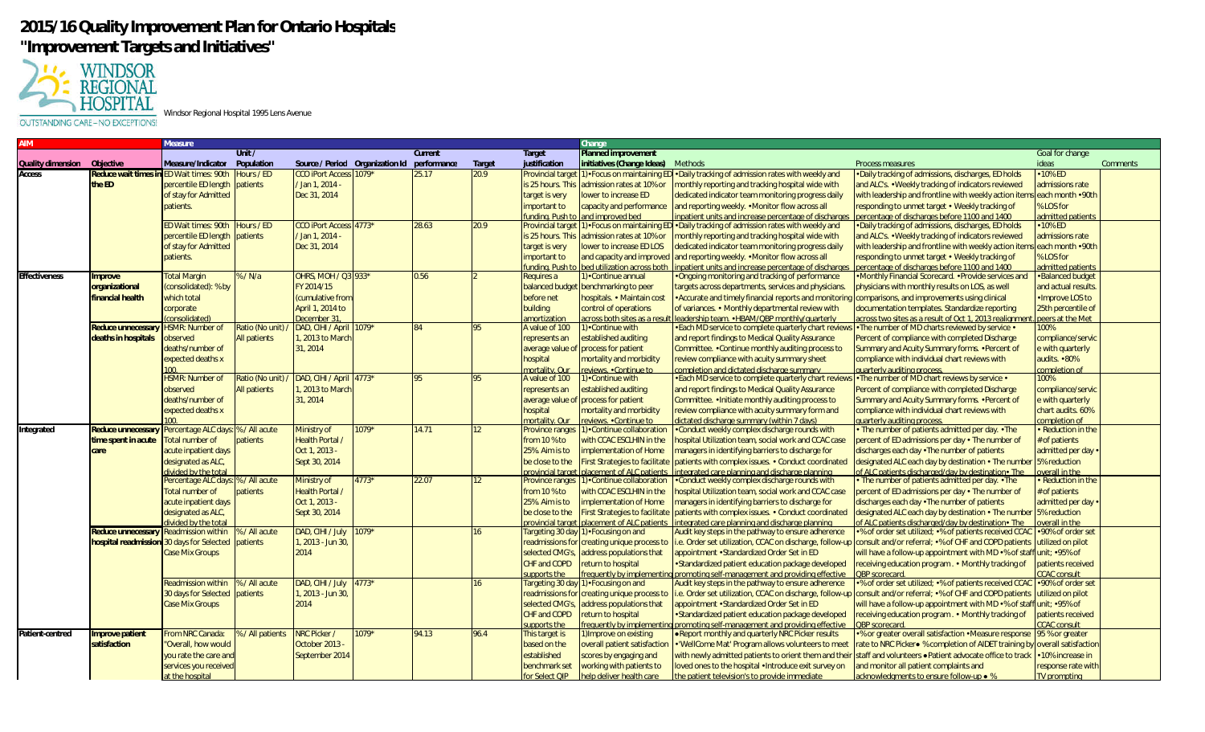# 2015/16 Quality Improvement Plan for Ontario Hospitals
## "Improvement Targets and Initiatives"

WINDSOR REGIONAL HOSPITAL
OUTSTANDING CARE – NO EXCEPTIONS!

Windsor Regional Hospital 1995 Lens Avenue

| AIM | | Measure | | | | | | | | Change | | | | |
|---|---|---|---|---|---|---|---|---|---|---|---|---|---|---|
| Quality dimension | Objective | Measure/Indicator | Unit / Population | Source / Period | Organization Id | Current performance | Target | Target justification | Planned improvement initiatives (Change Ideas) | Methods | Process measures | Goal for change ideas | Comments |
| Access | Reduce wait times in the ED | ED Wait times: 90th percentile ED length of stay for Admitted patients. | Hours / ED patients | CCO iPort Access / Jan 1, 2014 - Dec 31, 2014 | 1079* | 25.17 | 20.9 | Provincial target is 25 hours. This target is very important to funding. Push to | 1)•Focus on maintaining ED admission rates at 10% or lower to increase ED capacity and performance and improved bed | •Daily tracking of admission rates with weekly and monthly reporting and tracking hospital wide with dedicated indicator team monitoring progress daily and reporting weekly. •Monitor flow across all inpatient units and increase percentage of discharges | •Daily tracking of admissions, discharges, ED holds and ALC's. •Weekly tracking of indicators reviewed with leadership and frontline with weekly action items responding to unmet target •Weekly tracking of percentage of discharges before 1100 and 1400 | •10% ED admissions rate each month •90th % LOS for admitted patients | |
| | | ED Wait times: 90th percentile ED length of stay for Admitted patients. | Hours / ED patients | CCO iPort Access / Jan 1, 2014 - Dec 31, 2014 | 4773* | 28.63 | 20.9 | Provincial target is 25 hours. This target is very important to funding. Push to | 1)•Focus on maintaining ED admission rates at 10% or lower to increase ED LOS and capacity and improved bed utilization across both | •Daily tracking of admission rates with weekly and monthly reporting and tracking hospital wide with dedicated indicator team monitoring progress daily and reporting weekly. •Monitor flow across all inpatient units and increase percentage of discharges | •Daily tracking of admissions, discharges, ED holds and ALC's. •Weekly tracking of indicators reviewed with leadership and frontline with weekly action items responding to unmet target •Weekly tracking of percentage of discharges before 1100 and 1400 | •10% ED admissions rate each month •90th % LOS for admitted patients | |
| Effectiveness | Improve organizational financial health | Total Margin (consolidated): % by which total corporate (consolidated) | % / N/a | OHRS, MOH / Q3 FY 2014/15 (cumulative from April 1, 2014 to December 31, | 933* | 0.56 | 2 | Requires a balanced budget before net building amortization | 1)•Continue annual benchmarking to peer hospitals. •Maintain cost control of operations across both sites as a result | •Ongoing monitoring and tracking of performance targets across departments, services and physicians. •Accurate and timely financial reports and monitoring of variances. •Monthly departmental review with leadership team. •HBAM/QBP monthly/quarterly | •Monthly Financial Scorecard. •Provide services and physicians with monthly results on LOS, as well comparisons, and improvements using clinical documentation templates. Standardize reporting across two sites as a result of Oct 1, 2013 realignment. | •Balanced budget and actual results. •Improve LOS to 25th percentile of peers at the Met | |
| | Reduce unnecessary deaths in hospitals | HSMR: Number of observed deaths/number of expected deaths x 100. | Ratio (No unit) / All patients | DAD, CIHI / April 1, 2013 to March 31, 2014 | 1079* | 84 | 95 | A value of 100 represents an average value of hospital mortality. Our | 1)•Continue with established auditing process for patient mortality and morbidity reviews. •Continue to | •Each MD service to complete quarterly chart reviews and report findings to Medical Quality Assurance Committee. •Continue monthly auditing process to review compliance with acuity summary sheet completion and dictated discharge summary | •The number of MD charts reviewed by service •Percent of compliance with completed Discharge Summary and Acuity Summary forms. •Percent of compliance with individual chart reviews with quarterly auditing process | 100% compliance/service with quarterly audits. •80% completion of | |
| | | HSMR: Number of observed deaths/number of expected deaths x 100. | Ratio (No unit) / All patients | DAD, CIHI / April 1, 2013 to March 31, 2014 | 4773* | 95 | 95 | A value of 100 represents an average value of hospital mortality. Our | 1)•Continue with established auditing process for patient mortality and morbidity reviews. •Continue to | •Each MD service to complete quarterly chart reviews and report findings to Medical Quality Assurance Committee. •Initiate monthly auditing process to review compliance with acuity summary form and dictated discharge summary (within 7 days) | •The number of MD chart reviews by service •Percent of compliance with completed Discharge Summary and Acuity Summary forms. •Percent of compliance with individual chart reviews with quarterly auditing process. | 100% compliance/service with quarterly chart audits. 60% completion of | |
| Integrated | Reduce unnecessary time spent in acute care | Percentage ALC days: Total number of acute inpatient days designated as ALC, divided by the total | % / All acute patients | Ministry of Health Portal / Oct 1, 2013 - Sept 30, 2014 | 1079* | 14.71 | 12 | Province ranges from 10 % to 25%. Aim is to be close to the provincial target | 1)•Continue collaboration with CCAC ESCLHIN in the implementation of Home First Strategies to facilitate placement of ALC patients | •Conduct weekly complex discharge rounds with hospital Utilization team, social work and CCAC case managers in identifying barriers to discharge for patients with complex issues. •Conduct coordinated integrated care planning and discharge planning | •The number of patients admitted per day. •The percent of ED admissions per day •The number of discharges each day •The number of patients designated ALC each day by destination •The number of ALC patients discharged/day by destination•The | •Reduction in the # of patients admitted per day •5% reduction overall in the | |
| | | Percentage ALC days: Total number of acute inpatient days designated as ALC, divided by the total | % / All acute patients | Ministry of Health Portal / Oct 1, 2013 - Sept 30, 2014 | 4773* | 22.07 | 12 | Province ranges from 10 % to 25%. Aim is to be close to the provincial target | 1)•Continue collaboration with CCAC ESCLHIN in the implementation of Home First Strategies to facilitate placement of ALC patients | •Conduct weekly complex discharge rounds with hospital Utilization team, social work and CCAC case managers in identifying barriers to discharge for patients with complex issues. •Conduct coordinated integrated care planning and discharge planning | •The number of patients admitted per day. •The percent of ED admissions per day •The number of discharges each day •The number of patients designated ALC each day by destination •The number of ALC patients discharged/day by destination•The | •Reduction in the # of patients admitted per day •5% reduction overall in the | |
| | Reduce unnecessary hospital readmission | Readmission within 30 days for Selected Case Mix Groups | % / All acute patients | DAD, CIHI / July 1, 2013 - Jun 30, 2014 | 1079* | | 16 | Targeting 30 day readmissions for selected CMG's, CHF and COPD supports the | 1)•Focusing on and creating unique process to address populations that return to hospital frequently by implementing | Audit key steps in the pathway to ensure adherence i.e. Order set utilization, CCAC on discharge, follow-up appointment •Standardized Order Set in ED •Standardized patient education package developed promoting self-management and providing effective | •% of order set utilized; •% of patients received CCAC consult and/or referral; •% of CHF and COPD patients will have a follow-up appointment with MD •% of staff receiving education program. •Monthly tracking of QBP scorecard. | •90% of order set utilized on pilot unit; •95% of patients received CCAC consult | |
| | | Readmission within 30 days for Selected Case Mix Groups | % / All acute patients | DAD, CIHI / July 1, 2013 - Jun 30, 2014 | 4773* | | 16 | Targeting 30 day readmissions for selected CMG's, CHF and COPD supports the | 1)•Focusing on and creating unique process to address populations that return to hospital frequently by implementing | Audit key steps in the pathway to ensure adherence i.e. Order set utilization, CCAC on discharge, follow-up appointment •Standardized Order Set in ED •Standardized patient education package developed promoting self-management and providing effective | •% of order set utilized; •% of patients received CCAC consult and/or referral; •% of CHF and COPD patients will have a follow-up appointment with MD •% of staff receiving education program. •Monthly tracking of QBP scorecard. | •90% of order set utilized on pilot unit; •95% of patients received CCAC consult | |
| Patient-centred | Improve patient satisfaction | From NRC Canada: "Overall, how would you rate the care and services you received at the hospital | % / All patients | NRC Picker / October 2013 - September 2014 | 1079* | 94.13 | 96.4 | This target is based on the established benchmark set for Select QIP | 1)Improve on existing overall patient satisfaction scores by engaging and working with patients to help deliver health care | •Report monthly and quarterly NRC Picker results •'WellCome Mat' Program allows volunteers to meet with newly admitted patients to orient them and their loved ones to the hospital •Introduce exit survey on the patient television's to provide immediate | •% or greater overall satisfaction •Measure response rate to NRC Picker• % completion of AIDET training by staff and volunteers •Patient advocate office to track and monitor all patient complaints and acknowledgments to ensure follow-up • % | 95 % or greater overall satisfaction •10% increase in response rate with TV prompting | |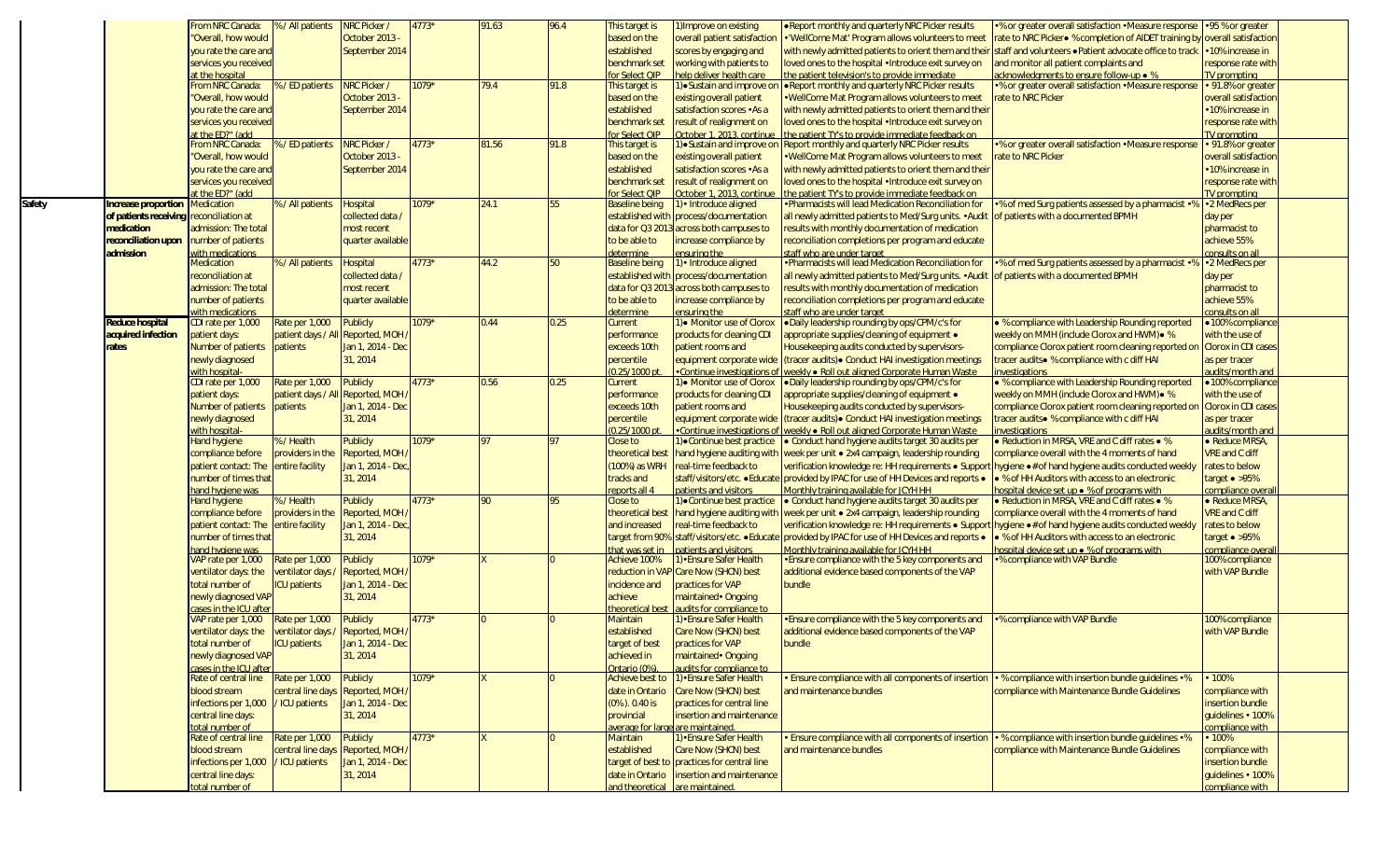| | | | | | | | | | | | | | |
|---|---|---|---|---|---|---|---|---|---|---|---|---|---|
| | | From NRC Canada: "Overall, how would you rate the care and services you received at the hospital | % / All patients | NRC Picker / October 2013 - September 2014 | 4773* | 91.63 | 96.4 | This target is based on the established benchmark set for Select QIP | 1)Improve on existing overall patient satisfaction scores by engaging and working with patients to help deliver health care | • Report monthly and quarterly NRC Picker results • 'WellCome Mat' Program allows volunteers to meet with newly admitted patients to orient them and their loved ones to the hospital • Introduce exit survey on the patient television's to provide immediate | • % or greater overall satisfaction • Measure response rate to NRC Picker • % completion of AIDET training by staff and volunteers • Patient advocate office to track and monitor all patient complaints and acknowledgments to ensure follow-up • % | • 95 % or greater overall satisfaction • 10% increase in response rate with TV prompting |
| | | From NRC Canada: "Overall, how would you rate the care and services you received at the ED?" (add | % / ED patients | NRC Picker / October 2013 - September 2014 | 1079* | 79.4 | 91.8 | This target is based on the established benchmark set for Select QIP | 1)• Sustain and improve on existing overall patient satisfaction scores • As a result of realignment on October 1, 2013, continue | • Report monthly and quarterly NRC Picker results • WellCome Mat Program allows volunteers to meet with newly admitted patients to orient them and their loved ones to the hospital • Introduce exit survey on the patient TV's to provide immediate feedback on | • % or greater overall satisfaction • Measure response rate to NRC Picker | • 91.8% or greater overall satisfaction • 10% increase in response rate with TV prompting |
| | | From NRC Canada: "Overall, how would you rate the care and services you received at the ED?" (add | % / ED patients | NRC Picker / October 2013 - September 2014 | 4773* | 81.56 | 91.8 | This target is based on the established benchmark set for Select QIP | 1)• Sustain and improve on existing overall patient satisfaction scores • As a result of realignment on October 1, 2013, continue | Report monthly and quarterly NRC Picker results • WellCome Mat Program allows volunteers to meet with newly admitted patients to orient them and their loved ones to the hospital • Introduce exit survey on the patient TV's to provide immediate feedback on | • % or greater overall satisfaction • Measure response rate to NRC Picker | • 91.8% or greater overall satisfaction • 10% increase in response rate with TV prompting |
| Safety | Increase proportion of patients receiving medication reconciliation upon admission | Medication reconciliation at admission: The total number of patients with medications | % / All patients | Hospital collected data / most recent quarter available | 1079* | 24.1 | 55 | Baseline being established with data for Q3 2013 to be able to determine | 1)• Introduce aligned process/documentation across both campuses to increase compliance by ensuring the | • Pharmacists will lead Medication Reconciliation for all newly admitted patients to Med/Surg units. • Audit results with monthly documentation of medication reconciliation completions per program and educate staff who are under target | • % of med Surg patients assessed by a pharmacist • % of patients with a documented BPMH | • 2 MedRecs per day per pharmacist to achieve 55% consults on all |
| | | Medication reconciliation at admission: The total number of patients with medications | % / All patients | Hospital collected data / most recent quarter available | 4773* | 44.2 | 50 | Baseline being established with data for Q3 2013 to be able to determine | 1)• Introduce aligned process/documentation across both campuses to increase compliance by ensuring the | • Pharmacists will lead Medication Reconciliation for all newly admitted patients to Med/Surg units. • Audit results with monthly documentation of medication reconciliation completions per program and educate staff who are under target | • % of med Surg patients assessed by a pharmacist • % of patients with a documented BPMH | • 2 MedRecs per day per pharmacist to achieve 55% consults on all |
| | Reduce hospital acquired infection rates | CDI rate per 1,000 patient days: Number of patients newly diagnosed with hospital- | Rate per 1,000 patient days / All patients | Publicly Reported, MOH / Jan 1, 2014 - Dec 31, 2014 | 1079* | 0.44 | 0.25 | Current performance exceeds 10th percentile (0.25/1000 pt. | 1)• Monitor use of Clorox products for cleaning CDI patient rooms and equipment corporate wide • Continue investigations of | • Daily leadership rounding by ops/CPM/c's for appropriate supplies/cleaning of equipment • Housekeeping audits conducted by supervisors- (tracer audits)• Conduct HAI investigation meetings weekly • Roll out aligned Corporate Human Waste | • % compliance with Leadership Rounding reported weekly on MMH (include Clorox and HWM)• % compliance Clorox patient room cleaning reported on tracer audits• % compliance with c diff HAI investigations | • 100% compliance with the use of Clorox in CDI cases as per tracer audits/month and |
| | | CDI rate per 1,000 patient days: Number of patients newly diagnosed with hospital- | Rate per 1,000 patient days / All patients | Publicly Reported, MOH / Jan 1, 2014 - Dec 31, 2014 | 4773* | 0.56 | 0.25 | Current performance exceeds 10th percentile (0.25/1000 pt. | 1)• Monitor use of Clorox products for cleaning CDI patient rooms and equipment corporate wide • Continue investigations of | • Daily leadership rounding by ops/CPM/c's for appropriate supplies/cleaning of equipment • Housekeeping audits conducted by supervisors- (tracer audits)• Conduct HAI investigation meetings weekly • Roll out aligned Corporate Human Waste | • % compliance with Leadership Rounding reported weekly on MMH (include Clorox and HWM)• % compliance Clorox patient room cleaning reported on tracer audits• % compliance with c diff HAI investigations | • 100% compliance with the use of Clorox in CDI cases as per tracer audits/month and |
| | | Hand hygiene compliance before patient contact: The number of times that hand hygiene was | % / Health providers in the entire facility | Publicly Reported, MOH / Jan 1, 2014 - Dec, 31, 2014 | 1079* | 97 | 97 | Close to theoretical best (100%) as WRH tracks and reports all 4 | 1)• Continue best practice hand hygiene auditing with real-time feedback to staff/visitors/etc. • Educate patients and visitors | • Conduct hand hygiene audits target 30 audits per week per unit • 2x4 campaign, leadership rounding verification knowledge re: HH requirements • Support provided by IPAC for use of HH Devices and reports • Monthly training available for ICYH HH | • Reduction in MRSA, VRE and C diff rates • % compliance overall with the 4 moments of hand hygiene • # of hand hygiene audits conducted weekly • % of HH Auditors with access to an electronic hospital device set up • % of programs with | • Reduce MRSA, VRE and C diff rates to below target • >95% compliance overall |
| | | Hand hygiene compliance before patient contact: The number of times that hand hygiene was | % / Health providers in the entire facility | Publicly Reported, MOH / Jan 1, 2014 - Dec, 31, 2014 | 4773* | 90 | 95 | Close to theoretical best and increased target from 90% that was set in | 1)• Continue best practice hand hygiene auditing with real-time feedback to staff/visitors/etc. • Educate patients and visitors | • Conduct hand hygiene audits target 30 audits per week per unit • 2x4 campaign, leadership rounding verification knowledge re: HH requirements • Support provided by IPAC for use of HH Devices and reports • Monthly training available for ICYH HH | • Reduction in MRSA, VRE and C diff rates • % compliance overall with the 4 moments of hand hygiene • # of hand hygiene audits conducted weekly • % of HH Auditors with access to an electronic hospital device set up • % of programs with | • Reduce MRSA, VRE and C diff rates to below target • >95% compliance overall |
| | | VAP rate per 1,000 ventilator days: the total number of newly diagnosed VAP cases in the ICU after | Rate per 1,000 ventilator days / ICU patients | Publicly Reported, MOH / Jan 1, 2014 - Dec 31, 2014 | 1079* | X | 0 | Achieve 100% reduction in VAP incidence and achieve theoretical best | 1)• Ensure Safer Health Care Now (SHCN) best practices for VAP maintained• Ongoing audits for compliance to | • Ensure compliance with the 5 key components and additional evidence based components of the VAP bundle | • % compliance with VAP Bundle | 100% compliance with VAP Bundle |
| | | VAP rate per 1,000 ventilator days: the total number of newly diagnosed VAP cases in the ICU after | Rate per 1,000 ventilator days / ICU patients | Publicly Reported, MOH / Jan 1, 2014 - Dec 31, 2014 | 4773* | 0 | 0 | Maintain established target of best achieved in Ontario (0%). | 1)• Ensure Safer Health Care Now (SHCN) best practices for VAP maintained• Ongoing audits for compliance to | • Ensure compliance with the 5 key components and additional evidence based components of the VAP bundle | • % compliance with VAP Bundle | 100% compliance with VAP Bundle |
| | | Rate of central line blood stream infections per 1,000 central line days: total number of | Rate per 1,000 central line days / ICU patients | Publicly Reported, MOH / Jan 1, 2014 - Dec 31, 2014 | 1079* | X | 0 | Achieve best to date in Ontario (0%). 0.40 is provincial average for large | 1)• Ensure Safer Health Care Now (SHCN) best practices for central line insertion and maintenance are maintained. | • Ensure compliance with all components of insertion and maintenance bundles | • % compliance with insertion bundle guidelines • % compliance with Maintenance Bundle Guidelines | • 100% compliance with insertion bundle guidelines • 100% compliance with |
| | | Rate of central line blood stream infections per 1,000 central line days: total number of | Rate per 1,000 central line days / ICU patients | Publicly Reported, MOH / Jan 1, 2014 - Dec 31, 2014 | 4773* | X | 0 | Maintain established target of best to date in Ontario and theoretical | 1)• Ensure Safer Health Care Now (SHCN) best practices for central line insertion and maintenance are maintained. | • Ensure compliance with all components of insertion and maintenance bundles | • % compliance with insertion bundle guidelines • % compliance with Maintenance Bundle Guidelines | • 100% compliance with insertion bundle guidelines • 100% compliance with |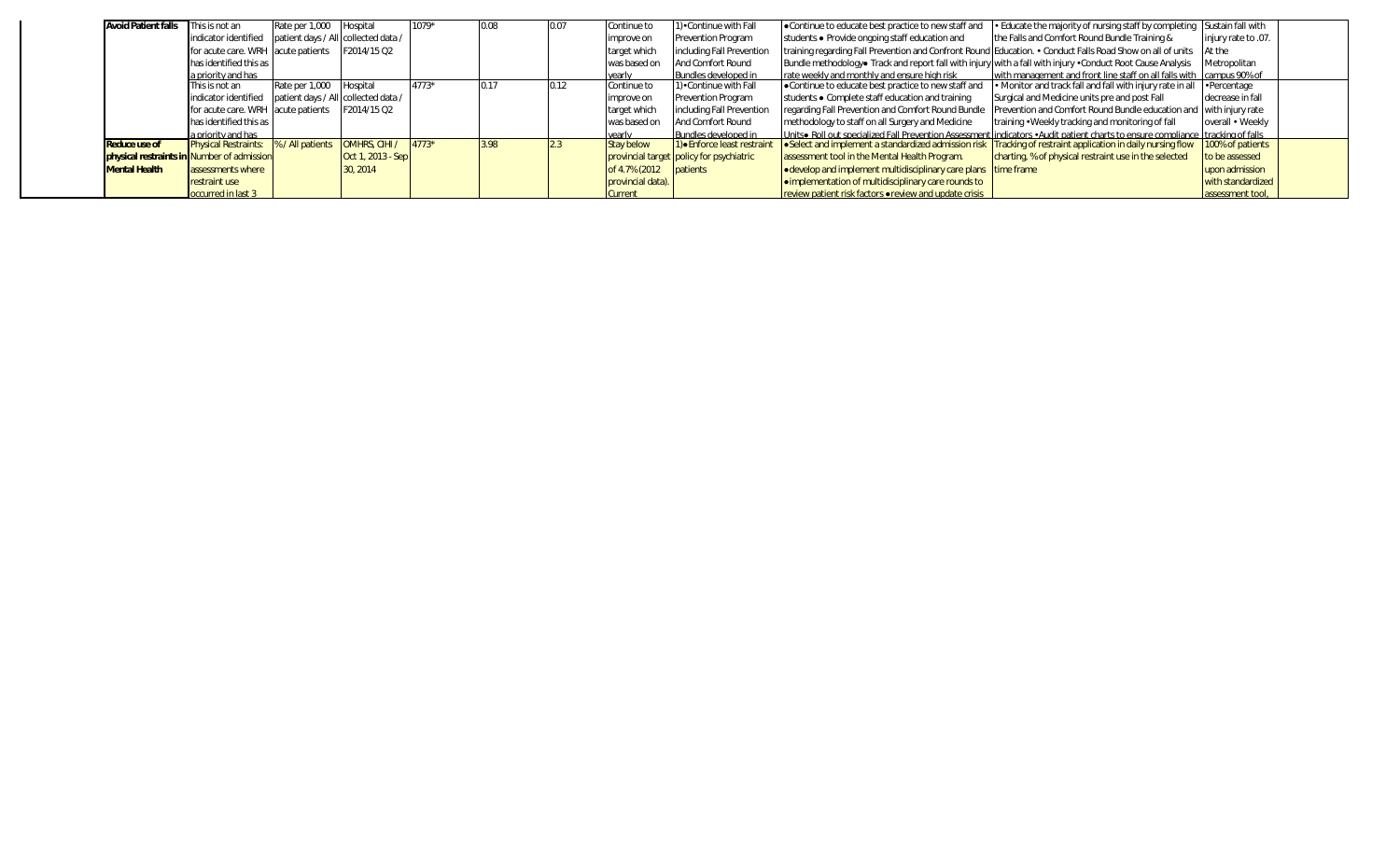| | | | | | | | | | | | | |
|---|---|---|---|---|---|---|---|---|---|---|---|---|
| **Avoid Patient falls** | This is not an indicator identified for acute care. WRH has identified this as a priority and has | Rate per 1,000 patient days / All acute patients | Hospital collected data / F2014/15 Q2 | 1079* | 0.08 | 0.07 | Continue to improve on target which was based on yearly | 1)•Continue with Fall Prevention Program including Fall Prevention And Comfort Round Bundles developed in | • Continue to educate best practice to new staff and students • Provide ongoing staff education and training regarding Fall Prevention and Confront Round Bundle methodology• Track and report fall with injury rate weekly and monthly and ensure high risk | • Educate the majority of nursing staff by completing the Falls and Comfort Round Bundle Training & Education. • Conduct Falls Road Show on all of units with a fall with injury •Conduct Root Cause Analysis with management and front line staff on all falls with | Sustain fall with injury rate to .07. At the Metropolitan campus 90% of | |
| | This is not an indicator identified for acute care. WRH has identified this as a priority and has | Rate per 1,000 patient days / All acute patients | Hospital collected data / F2014/15 Q2 | 4773* | 0.17 | 0.12 | Continue to improve on target which was based on yearly | 1)•Continue with Fall Prevention Program including Fall Prevention And Comfort Round Bundles developed in | • Continue to educate best practice to new staff and students • Complete staff education and training regarding Fall Prevention and Comfort Round Bundle methodology to staff on all Surgery and Medicine Units• Roll out specialized Fall Prevention Assessment | • Monitor and track fall and fall with injury rate in all Surgical and Medicine units pre and post Fall Prevention and Comfort Round Bundle education and training •Weekly tracking and monitoring of fall indicators •Audit patient charts to ensure compliance | •Percentage decrease in fall with injury rate overall • Weekly tracking of falls | |
| **Reduce use of physical restraints in Mental Health** | Physical Restraints: Number of admission assessments where restraint use occurred in last 3 | % / All patients | OMHRS, CIHI / Oct 1, 2013 - Sep 30, 2014 | 4773* | 3.98 | 2.3 | Stay below provincial target of 4.7% (2012 provincial data). Current | 1)• Enforce least restraint policy for psychiatric patients | • Select and implement a standardized admission risk assessment tool in the Mental Health Program. • develop and implement multidisciplinary care plans • implementation of multidisciplinary care rounds to review patient risk factors • review and update crisis | Tracking of restraint application in daily nursing flow charting, % of physical restraint use in the selected time frame | 100% of patients to be assessed upon admission with standardized assessment tool, | |